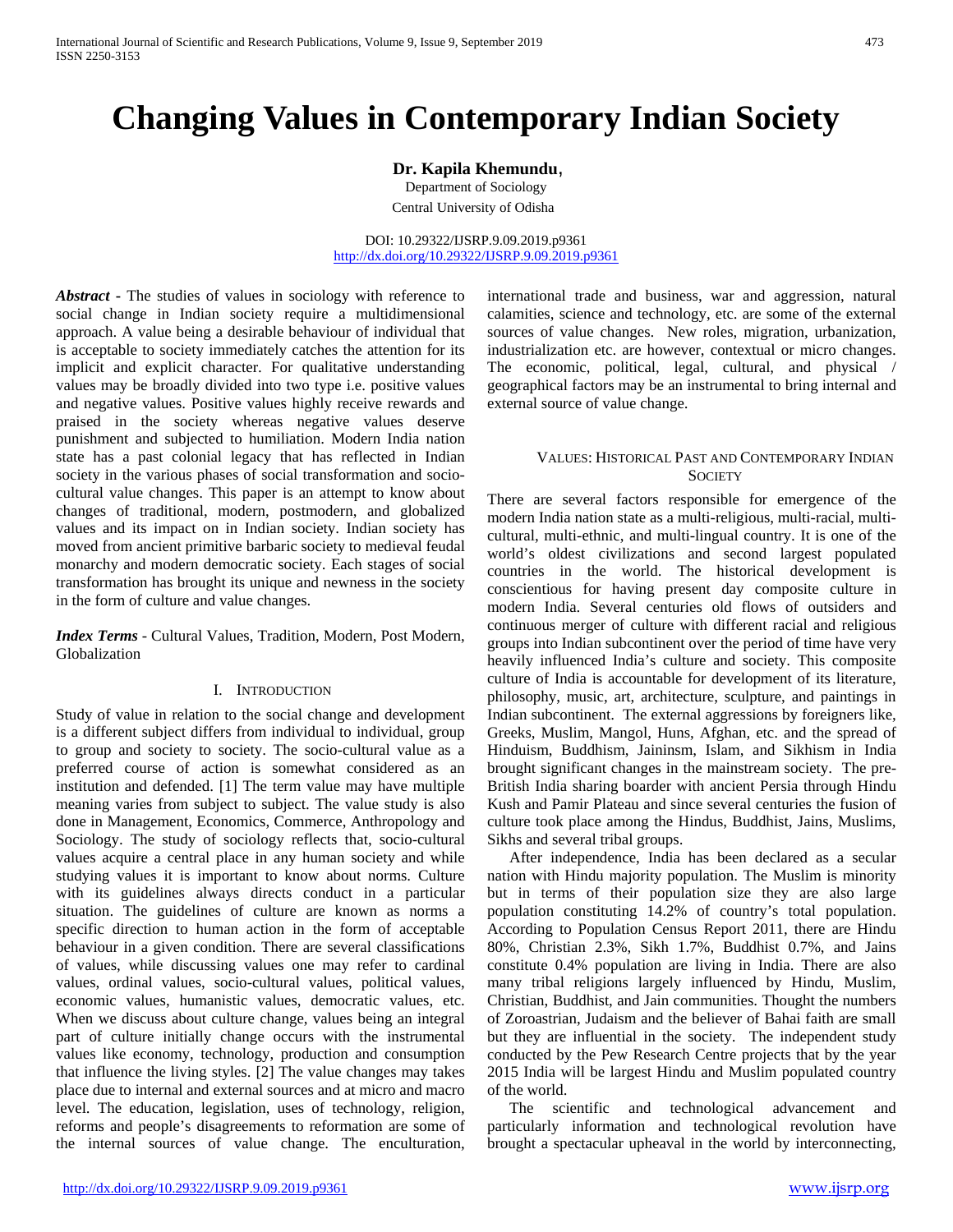# Changing Values in Contemporary Indian Society

**Dr. Kapila Khemundu**,

Department of Sociology

Central University of Odisha

DOI: 10.29322/IJSRP.9.09.2019.p9361
http://dx.doi.org/10.29322/IJSRP.9.09.2019.p9361

***Abstract*** - The studies of values in sociology with reference to social change in Indian society require a multidimensional approach. A value being a desirable behaviour of individual that is acceptable to society immediately catches the attention for its implicit and explicit character. For qualitative understanding values may be broadly divided into two type i.e. positive values and negative values. Positive values highly receive rewards and praised in the society whereas negative values deserve punishment and subjected to humiliation. Modern India nation state has a past colonial legacy that has reflected in Indian society in the various phases of social transformation and socio-cultural value changes. This paper is an attempt to know about changes of traditional, modern, postmodern, and globalized values and its impact on in Indian society. Indian society has moved from ancient primitive barbaric society to medieval feudal monarchy and modern democratic society. Each stages of social transformation has brought its unique and newness in the society in the form of culture and value changes.

***Index Terms*** - Cultural Values, Tradition, Modern, Post Modern, Globalization

## I. Introduction

Study of value in relation to the social change and development is a different subject differs from individual to individual, group to group and society to society. The socio-cultural value as a preferred course of action is somewhat considered as an institution and defended. [1] The term value may have multiple meaning varies from subject to subject. The value study is also done in Management, Economics, Commerce, Anthropology and Sociology. The study of sociology reflects that, socio-cultural values acquire a central place in any human society and while studying values it is important to know about norms. Culture with its guidelines always directs conduct in a particular situation. The guidelines of culture are known as norms a specific direction to human action in the form of acceptable behaviour in a given condition. There are several classifications of values, while discussing values one may refer to cardinal values, ordinal values, socio-cultural values, political values, economic values, humanistic values, democratic values, etc. When we discuss about culture change, values being an integral part of culture initially change occurs with the instrumental values like economy, technology, production and consumption that influence the living styles. [2] The value changes may takes place due to internal and external sources and at micro and macro level. The education, legislation, uses of technology, religion, reforms and people's disagreements to reformation are some of the internal sources of value change. The enculturation, international trade and business, war and aggression, natural calamities, science and technology, etc. are some of the external sources of value changes. New roles, migration, urbanization, industrialization etc. are however, contextual or micro changes. The economic, political, legal, cultural, and physical / geographical factors may be an instrumental to bring internal and external source of value change.

## Values: Historical Past and Contemporary Indian Society

There are several factors responsible for emergence of the modern India nation state as a multi-religious, multi-racial, multi-cultural, multi-ethnic, and multi-lingual country. It is one of the world's oldest civilizations and second largest populated countries in the world. The historical development is conscientious for having present day composite culture in modern India. Several centuries old flows of outsiders and continuous merger of culture with different racial and religious groups into Indian subcontinent over the period of time have very heavily influenced India's culture and society. This composite culture of India is accountable for development of its literature, philosophy, music, art, architecture, sculpture, and paintings in Indian subcontinent. The external aggressions by foreigners like, Greeks, Muslim, Mangol, Huns, Afghan, etc. and the spread of Hinduism, Buddhism, Jaininsm, Islam, and Sikhism in India brought significant changes in the mainstream society. The pre-British India sharing boarder with ancient Persia through Hindu Kush and Pamir Plateau and since several centuries the fusion of culture took place among the Hindus, Buddhist, Jains, Muslims, Sikhs and several tribal groups.

After independence, India has been declared as a secular nation with Hindu majority population. The Muslim is minority but in terms of their population size they are also large population constituting 14.2% of country's total population. According to Population Census Report 2011, there are Hindu 80%, Christian 2.3%, Sikh 1.7%, Buddhist 0.7%, and Jains constitute 0.4% population are living in India. There are also many tribal religions largely influenced by Hindu, Muslim, Christian, Buddhist, and Jain communities. Thought the numbers of Zoroastrian, Judaism and the believer of Bahai faith are small but they are influential in the society. The independent study conducted by the Pew Research Centre projects that by the year 2015 India will be largest Hindu and Muslim populated country of the world.

The scientific and technological advancement and particularly information and technological revolution have brought a spectacular upheaval in the world by interconnecting,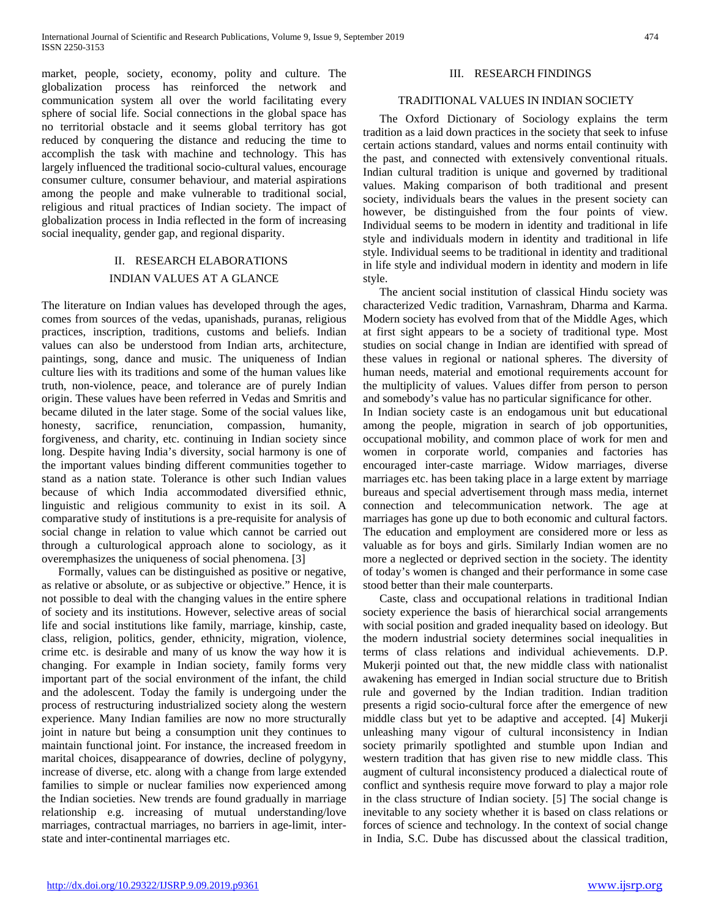market, people, society, economy, polity and culture. The globalization process has reinforced the network and communication system all over the world facilitating every sphere of social life. Social connections in the global space has no territorial obstacle and it seems global territory has got reduced by conquering the distance and reducing the time to accomplish the task with machine and technology. This has largely influenced the traditional socio-cultural values, encourage consumer culture, consumer behaviour, and material aspirations among the people and make vulnerable to traditional social, religious and ritual practices of Indian society. The impact of globalization process in India reflected in the form of increasing social inequality, gender gap, and regional disparity.

## II. RESEARCH ELABORATIONS

### INDIAN VALUES AT A GLANCE

The literature on Indian values has developed through the ages, comes from sources of the vedas, upanishads, puranas, religious practices, inscription, traditions, customs and beliefs. Indian values can also be understood from Indian arts, architecture, paintings, song, dance and music. The uniqueness of Indian culture lies with its traditions and some of the human values like truth, non-violence, peace, and tolerance are of purely Indian origin. These values have been referred in Vedas and Smritis and became diluted in the later stage. Some of the social values like, honesty, sacrifice, renunciation, compassion, humanity, forgiveness, and charity, etc. continuing in Indian society since long. Despite having India's diversity, social harmony is one of the important values binding different communities together to stand as a nation state. Tolerance is other such Indian values because of which India accommodated diversified ethnic, linguistic and religious community to exist in its soil. A comparative study of institutions is a pre-requisite for analysis of social change in relation to value which cannot be carried out through a culturological approach alone to sociology, as it overemphasizes the uniqueness of social phenomena. [3]

Formally, values can be distinguished as positive or negative, as relative or absolute, or as subjective or objective." Hence, it is not possible to deal with the changing values in the entire sphere of society and its institutions. However, selective areas of social life and social institutions like family, marriage, kinship, caste, class, religion, politics, gender, ethnicity, migration, violence, crime etc. is desirable and many of us know the way how it is changing. For example in Indian society, family forms very important part of the social environment of the infant, the child and the adolescent. Today the family is undergoing under the process of restructuring industrialized society along the western experience. Many Indian families are now no more structurally joint in nature but being a consumption unit they continues to maintain functional joint. For instance, the increased freedom in marital choices, disappearance of dowries, decline of polygyny, increase of diverse, etc. along with a change from large extended families to simple or nuclear families now experienced among the Indian societies. New trends are found gradually in marriage relationship e.g. increasing of mutual understanding/love marriages, contractual marriages, no barriers in age-limit, inter-state and inter-continental marriages etc.

## III. RESEARCH FINDINGS

### TRADITIONAL VALUES IN INDIAN SOCIETY

The Oxford Dictionary of Sociology explains the term tradition as a laid down practices in the society that seek to infuse certain actions standard, values and norms entail continuity with the past, and connected with extensively conventional rituals. Indian cultural tradition is unique and governed by traditional values. Making comparison of both traditional and present society, individuals bears the values in the present society can however, be distinguished from the four points of view. Individual seems to be modern in identity and traditional in life style and individuals modern in identity and traditional in life style. Individual seems to be traditional in identity and traditional in life style and individual modern in identity and modern in life style.

The ancient social institution of classical Hindu society was characterized Vedic tradition, Varnashram, Dharma and Karma. Modern society has evolved from that of the Middle Ages, which at first sight appears to be a society of traditional type. Most studies on social change in Indian are identified with spread of these values in regional or national spheres. The diversity of human needs, material and emotional requirements account for the multiplicity of values. Values differ from person to person and somebody's value has no particular significance for other.

In Indian society caste is an endogamous unit but educational among the people, migration in search of job opportunities, occupational mobility, and common place of work for men and women in corporate world, companies and factories has encouraged inter-caste marriage. Widow marriages, diverse marriages etc. has been taking place in a large extent by marriage bureaus and special advertisement through mass media, internet connection and telecommunication network. The age at marriages has gone up due to both economic and cultural factors. The education and employment are considered more or less as valuable as for boys and girls. Similarly Indian women are no more a neglected or deprived section in the society. The identity of today's women is changed and their performance in some case stood better than their male counterparts.

Caste, class and occupational relations in traditional Indian society experience the basis of hierarchical social arrangements with social position and graded inequality based on ideology. But the modern industrial society determines social inequalities in terms of class relations and individual achievements. D.P. Mukerji pointed out that, the new middle class with nationalist awakening has emerged in Indian social structure due to British rule and governed by the Indian tradition. Indian tradition presents a rigid socio-cultural force after the emergence of new middle class but yet to be adaptive and accepted. [4] Mukerji unleashing many vigour of cultural inconsistency in Indian society primarily spotlighted and stumble upon Indian and western tradition that has given rise to new middle class. This augment of cultural inconsistency produced a dialectical route of conflict and synthesis require move forward to play a major role in the class structure of Indian society. [5] The social change is inevitable to any society whether it is based on class relations or forces of science and technology. In the context of social change in India, S.C. Dube has discussed about the classical tradition,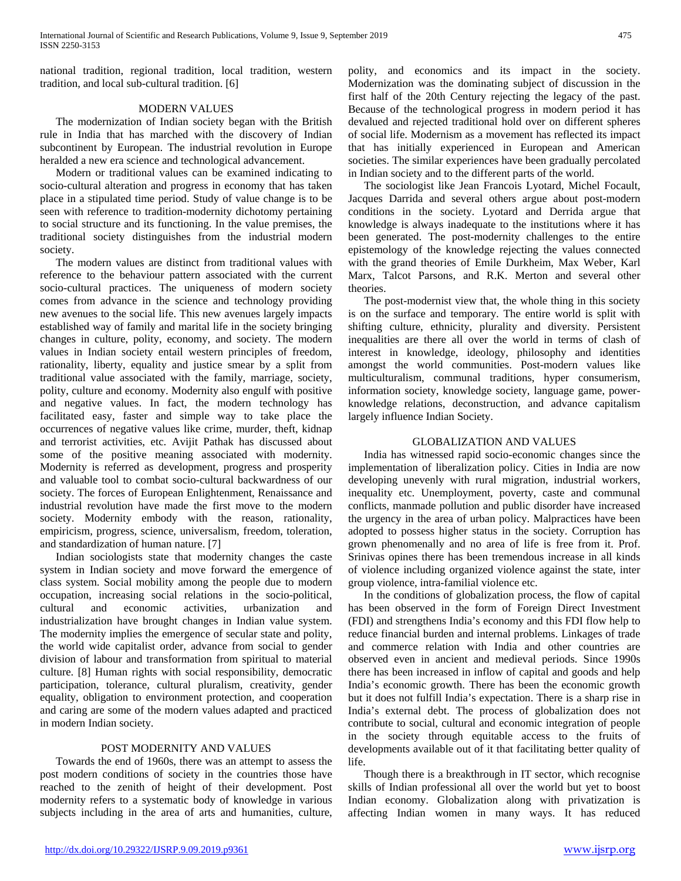national tradition, regional tradition, local tradition, western tradition, and local sub-cultural tradition. [6]

## MODERN VALUES

The modernization of Indian society began with the British rule in India that has marched with the discovery of Indian subcontinent by European. The industrial revolution in Europe heralded a new era science and technological advancement.

Modern or traditional values can be examined indicating to socio-cultural alteration and progress in economy that has taken place in a stipulated time period. Study of value change is to be seen with reference to tradition-modernity dichotomy pertaining to social structure and its functioning. In the value premises, the traditional society distinguishes from the industrial modern society.

The modern values are distinct from traditional values with reference to the behaviour pattern associated with the current socio-cultural practices. The uniqueness of modern society comes from advance in the science and technology providing new avenues to the social life. This new avenues largely impacts established way of family and marital life in the society bringing changes in culture, polity, economy, and society. The modern values in Indian society entail western principles of freedom, rationality, liberty, equality and justice smear by a split from traditional value associated with the family, marriage, society, polity, culture and economy. Modernity also engulf with positive and negative values. In fact, the modern technology has facilitated easy, faster and simple way to take place the occurrences of negative values like crime, murder, theft, kidnap and terrorist activities, etc. Avijit Pathak has discussed about some of the positive meaning associated with modernity. Modernity is referred as development, progress and prosperity and valuable tool to combat socio-cultural backwardness of our society. The forces of European Enlightenment, Renaissance and industrial revolution have made the first move to the modern society. Modernity embody with the reason, rationality, empiricism, progress, science, universalism, freedom, toleration, and standardization of human nature. [7]

Indian sociologists state that modernity changes the caste system in Indian society and move forward the emergence of class system. Social mobility among the people due to modern occupation, increasing social relations in the socio-political, cultural and economic activities, urbanization and industrialization have brought changes in Indian value system. The modernity implies the emergence of secular state and polity, the world wide capitalist order, advance from social to gender division of labour and transformation from spiritual to material culture. [8] Human rights with social responsibility, democratic participation, tolerance, cultural pluralism, creativity, gender equality, obligation to environment protection, and cooperation and caring are some of the modern values adapted and practiced in modern Indian society.

## POST MODERNITY AND VALUES

Towards the end of 1960s, there was an attempt to assess the post modern conditions of society in the countries those have reached to the zenith of height of their development. Post modernity refers to a systematic body of knowledge in various subjects including in the area of arts and humanities, culture, polity, and economics and its impact in the society. Modernization was the dominating subject of discussion in the first half of the 20th Century rejecting the legacy of the past. Because of the technological progress in modern period it has devalued and rejected traditional hold over on different spheres of social life. Modernism as a movement has reflected its impact that has initially experienced in European and American societies. The similar experiences have been gradually percolated in Indian society and to the different parts of the world.

The sociologist like Jean Francois Lyotard, Michel Focault, Jacques Darrida and several others argue about post-modern conditions in the society. Lyotard and Derrida argue that knowledge is always inadequate to the institutions where it has been generated. The post-modernity challenges to the entire epistemology of the knowledge rejecting the values connected with the grand theories of Emile Durkheim, Max Weber, Karl Marx, Talcot Parsons, and R.K. Merton and several other theories.

The post-modernist view that, the whole thing in this society is on the surface and temporary. The entire world is split with shifting culture, ethnicity, plurality and diversity. Persistent inequalities are there all over the world in terms of clash of interest in knowledge, ideology, philosophy and identities amongst the world communities. Post-modern values like multiculturalism, communal traditions, hyper consumerism, information society, knowledge society, language game, power-knowledge relations, deconstruction, and advance capitalism largely influence Indian Society.

## GLOBALIZATION AND VALUES

India has witnessed rapid socio-economic changes since the implementation of liberalization policy. Cities in India are now developing unevenly with rural migration, industrial workers, inequality etc. Unemployment, poverty, caste and communal conflicts, manmade pollution and public disorder have increased the urgency in the area of urban policy. Malpractices have been adopted to possess higher status in the society. Corruption has grown phenomenally and no area of life is free from it. Prof. Srinivas opines there has been tremendous increase in all kinds of violence including organized violence against the state, inter group violence, intra-familial violence etc.

In the conditions of globalization process, the flow of capital has been observed in the form of Foreign Direct Investment (FDI) and strengthens India's economy and this FDI flow help to reduce financial burden and internal problems. Linkages of trade and commerce relation with India and other countries are observed even in ancient and medieval periods. Since 1990s there has been increased in inflow of capital and goods and help India's economic growth. There has been the economic growth but it does not fulfill India's expectation. There is a sharp rise in India's external debt. The process of globalization does not contribute to social, cultural and economic integration of people in the society through equitable access to the fruits of developments available out of it that facilitating better quality of life.

Though there is a breakthrough in IT sector, which recognise skills of Indian professional all over the world but yet to boost Indian economy. Globalization along with privatization is affecting Indian women in many ways. It has reduced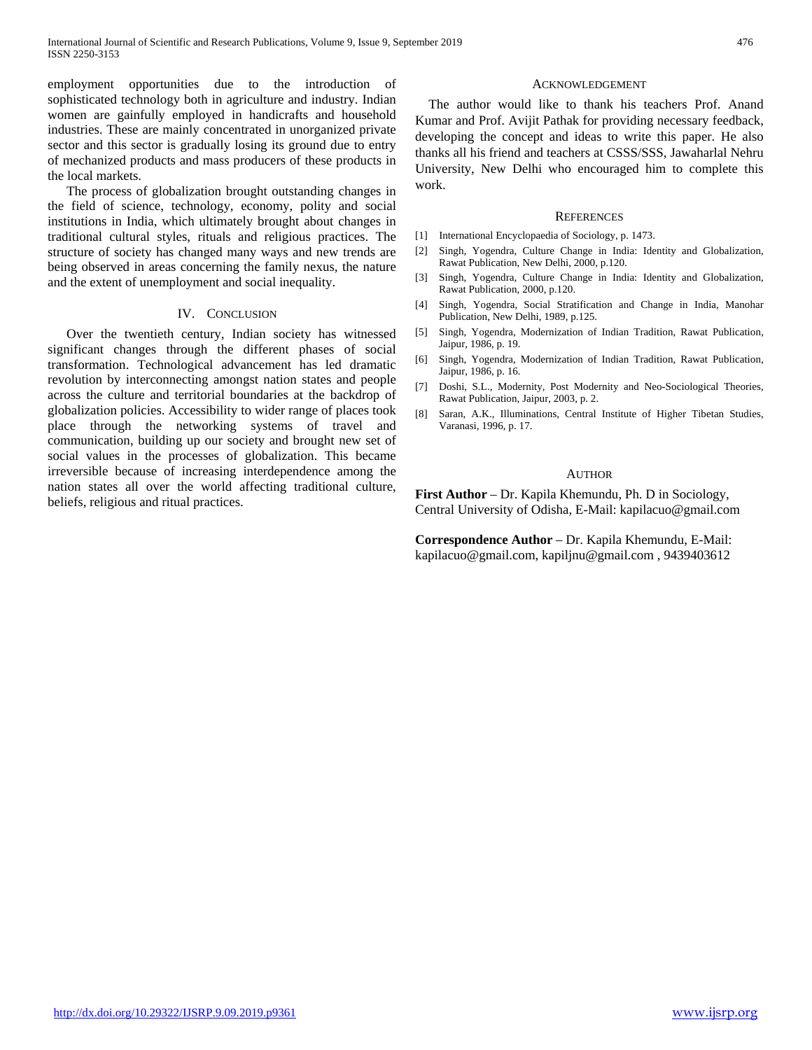employment opportunities due to the introduction of sophisticated technology both in agriculture and industry. Indian women are gainfully employed in handicrafts and household industries. These are mainly concentrated in unorganized private sector and this sector is gradually losing its ground due to entry of mechanized products and mass producers of these products in the local markets.

The process of globalization brought outstanding changes in the field of science, technology, economy, polity and social institutions in India, which ultimately brought about changes in traditional cultural styles, rituals and religious practices. The structure of society has changed many ways and new trends are being observed in areas concerning the family nexus, the nature and the extent of unemployment and social inequality.

## IV. Conclusion

Over the twentieth century, Indian society has witnessed significant changes through the different phases of social transformation. Technological advancement has led dramatic revolution by interconnecting amongst nation states and people across the culture and territorial boundaries at the backdrop of globalization policies. Accessibility to wider range of places took place through the networking systems of travel and communication, building up our society and brought new set of social values in the processes of globalization. This became irreversible because of increasing interdependence among the nation states all over the world affecting traditional culture, beliefs, religious and ritual practices.

## Acknowledgement

The author would like to thank his teachers Prof. Anand Kumar and Prof. Avijit Pathak for providing necessary feedback, developing the concept and ideas to write this paper. He also thanks all his friend and teachers at CSSS/SSS, Jawaharlal Nehru University, New Delhi who encouraged him to complete this work.

## References

[1] International Encyclopaedia of Sociology, p. 1473.

[2] Singh, Yogendra, Culture Change in India: Identity and Globalization, Rawat Publication, New Delhi, 2000, p.120.

[3] Singh, Yogendra, Culture Change in India: Identity and Globalization, Rawat Publication, 2000, p.120.

[4] Singh, Yogendra, Social Stratification and Change in India, Manohar Publication, New Delhi, 1989, p.125.

[5] Singh, Yogendra, Modernization of Indian Tradition, Rawat Publication, Jaipur, 1986, p. 19.

[6] Singh, Yogendra, Modernization of Indian Tradition, Rawat Publication, Jaipur, 1986, p. 16.

[7] Doshi, S.L., Modernity, Post Modernity and Neo-Sociological Theories, Rawat Publication, Jaipur, 2003, p. 2.

[8] Saran, A.K., Illuminations, Central Institute of Higher Tibetan Studies, Varanasi, 1996, p. 17.

## Author

**First Author** – Dr. Kapila Khemundu, Ph. D in Sociology, Central University of Odisha, E-Mail: kapilacuo@gmail.com

**Correspondence Author** – Dr. Kapila Khemundu, E-Mail: kapilacuo@gmail.com, kapiljnu@gmail.com , 9439403612